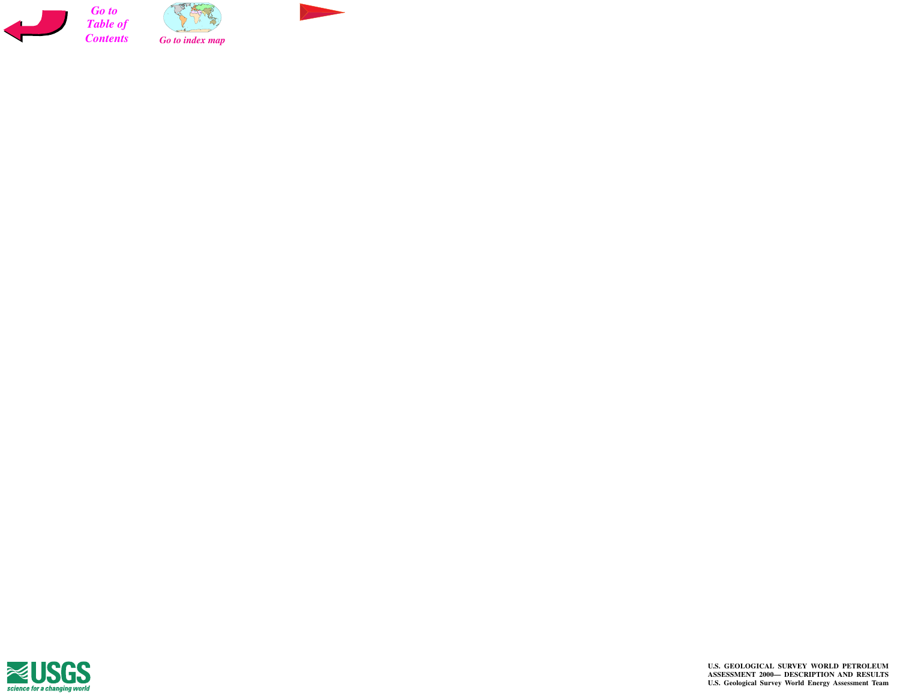Go to Table of Contents

Go to index map

U.S. GEOLOGICAL SURVEY WORLD PETROLEUM ASSESSMENT 2000— DESCRIPTION AND RESULTS
U.S. Geological Survey World Energy Assessment Team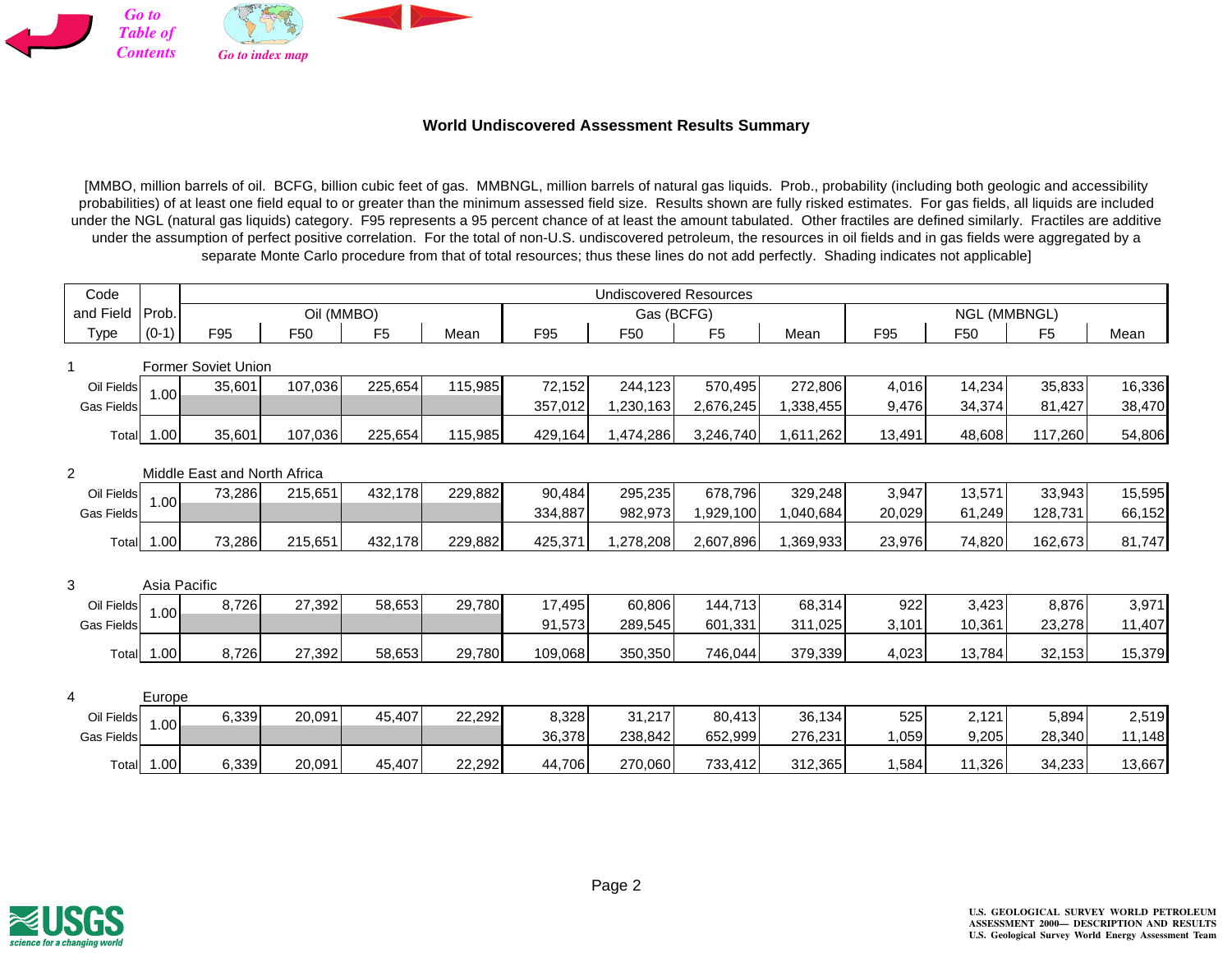## World Undiscovered Assessment Results Summary

[MMBO, million barrels of oil. BCFG, billion cubic feet of gas. MMBNGL, million barrels of natural gas liquids. Prob., probability (including both geologic and accessibility probabilities) of at least one field equal to or greater than the minimum assessed field size. Results shown are fully risked estimates. For gas fields, all liquids are included under the NGL (natural gas liquids) category. F95 represents a 95 percent chance of at least the amount tabulated. Other fractiles are defined similarly. Fractiles are additive under the assumption of perfect positive correlation. For the total of non-U.S. undiscovered petroleum, the resources in oil fields and in gas fields were aggregated by a separate Monte Carlo procedure from that of total resources; thus these lines do not add perfectly. Shading indicates not applicable]

| Code and Field Type | Prob. (0-1) | Undiscovered Resources | | | | | | | | | | | |
|---|---|---|---|---|---|---|---|---|---|---|---|---|---|
| | | Oil (MMBO) | | | | Gas (BCFG) | | | | NGL (MMBNGL) | | | |
| | | F95 | F50 | F5 | Mean | F95 | F50 | F5 | Mean | F95 | F50 | F5 | Mean |
| **1 Former Soviet Union** | | | | | | | | | | | | | |
| Oil Fields | 1.00 | 35,601 | 107,036 | 225,654 | 115,985 | 72,152 | 244,123 | 570,495 | 272,806 | 4,016 | 14,234 | 35,833 | 16,336 |
| Gas Fields | | | | | | 357,012 | 1,230,163 | 2,676,245 | 1,338,455 | 9,476 | 34,374 | 81,427 | 38,470 |
| Total | 1.00 | 35,601 | 107,036 | 225,654 | 115,985 | 429,164 | 1,474,286 | 3,246,740 | 1,611,262 | 13,491 | 48,608 | 117,260 | 54,806 |
| **2 Middle East and North Africa** | | | | | | | | | | | | | |
| Oil Fields | 1.00 | 73,286 | 215,651 | 432,178 | 229,882 | 90,484 | 295,235 | 678,796 | 329,248 | 3,947 | 13,571 | 33,943 | 15,595 |
| Gas Fields | | | | | | 334,887 | 982,973 | 1,929,100 | 1,040,684 | 20,029 | 61,249 | 128,731 | 66,152 |
| Total | 1.00 | 73,286 | 215,651 | 432,178 | 229,882 | 425,371 | 1,278,208 | 2,607,896 | 1,369,933 | 23,976 | 74,820 | 162,673 | 81,747 |
| **3 Asia Pacific** | | | | | | | | | | | | | |
| Oil Fields | 1.00 | 8,726 | 27,392 | 58,653 | 29,780 | 17,495 | 60,806 | 144,713 | 68,314 | 922 | 3,423 | 8,876 | 3,971 |
| Gas Fields | | | | | | 91,573 | 289,545 | 601,331 | 311,025 | 3,101 | 10,361 | 23,278 | 11,407 |
| Total | 1.00 | 8,726 | 27,392 | 58,653 | 29,780 | 109,068 | 350,350 | 746,044 | 379,339 | 4,023 | 13,784 | 32,153 | 15,379 |
| **4 Europe** | | | | | | | | | | | | | |
| Oil Fields | 1.00 | 6,339 | 20,091 | 45,407 | 22,292 | 8,328 | 31,217 | 80,413 | 36,134 | 525 | 2,121 | 5,894 | 2,519 |
| Gas Fields | | | | | | 36,378 | 238,842 | 652,999 | 276,231 | 1,059 | 9,205 | 28,340 | 11,148 |
| Total | 1.00 | 6,339 | 20,091 | 45,407 | 22,292 | 44,706 | 270,060 | 733,412 | 312,365 | 1,584 | 11,326 | 34,233 | 13,667 |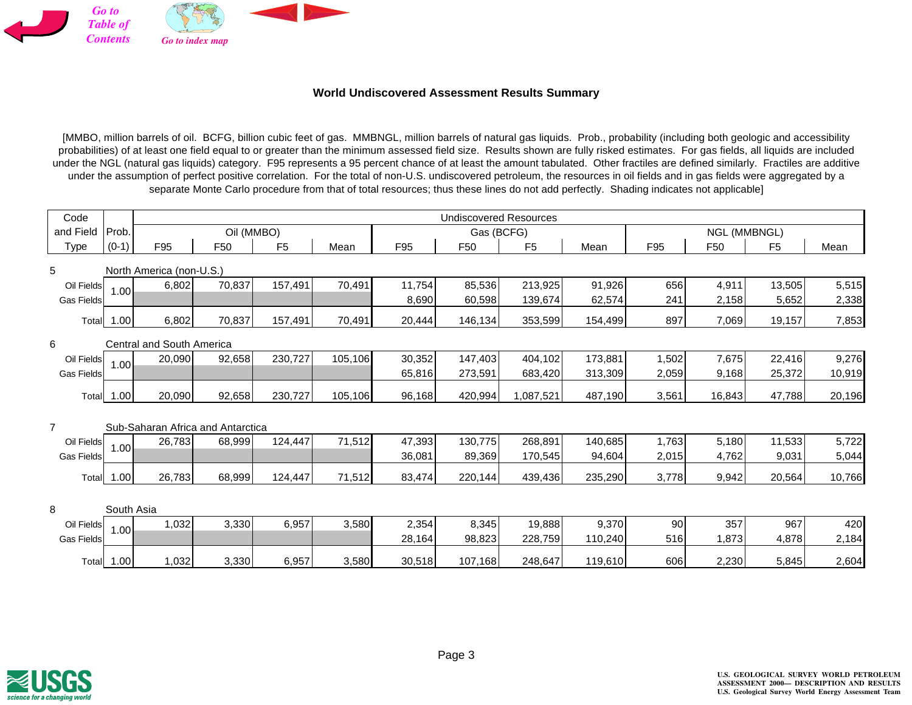Go to Table of Contents

Go to index map

## World Undiscovered Assessment Results Summary

[MMBO, million barrels of oil. BCFG, billion cubic feet of gas. MMBNGL, million barrels of natural gas liquids. Prob., probability (including both geologic and accessibility probabilities) of at least one field equal to or greater than the minimum assessed field size. Results shown are fully risked estimates. For gas fields, all liquids are included under the NGL (natural gas liquids) category. F95 represents a 95 percent chance of at least the amount tabulated. Other fractiles are defined similarly. Fractiles are additive under the assumption of perfect positive correlation. For the total of non-U.S. undiscovered petroleum, the resources in oil fields and in gas fields were aggregated by a separate Monte Carlo procedure from that of total resources; thus these lines do not add perfectly. Shading indicates not applicable]

| Code and Field Type | Prob. (0-1) | Undiscovered Resources | | | | | | | | | | | |
|---|---|---|---|---|---|---|---|---|---|---|---|---|---|
| | | Oil (MMBO) | | | | Gas (BCFG) | | | | NGL (MMBNGL) | | | |
| | | F95 | F50 | F5 | Mean | F95 | F50 | F5 | Mean | F95 | F50 | F5 | Mean |
| **5** | North America (non-U.S.) | | | | | | | | | | | | |
| Oil Fields | 1.00 | 6,802 | 70,837 | 157,491 | 70,491 | 11,754 | 85,536 | 213,925 | 91,926 | 656 | 4,911 | 13,505 | 5,515 |
| Gas Fields | | | | | | 8,690 | 60,598 | 139,674 | 62,574 | 241 | 2,158 | 5,652 | 2,338 |
| Total | 1.00 | 6,802 | 70,837 | 157,491 | 70,491 | 20,444 | 146,134 | 353,599 | 154,499 | 897 | 7,069 | 19,157 | 7,853 |
| **6** | Central and South America | | | | | | | | | | | | |
| Oil Fields | 1.00 | 20,090 | 92,658 | 230,727 | 105,106 | 30,352 | 147,403 | 404,102 | 173,881 | 1,502 | 7,675 | 22,416 | 9,276 |
| Gas Fields | | | | | | 65,816 | 273,591 | 683,420 | 313,309 | 2,059 | 9,168 | 25,372 | 10,919 |
| Total | 1.00 | 20,090 | 92,658 | 230,727 | 105,106 | 96,168 | 420,994 | 1,087,521 | 487,190 | 3,561 | 16,843 | 47,788 | 20,196 |
| **7** | Sub-Saharan Africa and Antarctica | | | | | | | | | | | | |
| Oil Fields | 1.00 | 26,783 | 68,999 | 124,447 | 71,512 | 47,393 | 130,775 | 268,891 | 140,685 | 1,763 | 5,180 | 11,533 | 5,722 |
| Gas Fields | | | | | | 36,081 | 89,369 | 170,545 | 94,604 | 2,015 | 4,762 | 9,031 | 5,044 |
| Total | 1.00 | 26,783 | 68,999 | 124,447 | 71,512 | 83,474 | 220,144 | 439,436 | 235,290 | 3,778 | 9,942 | 20,564 | 10,766 |
| **8** | South Asia | | | | | | | | | | | | |
| Oil Fields | 1.00 | 1,032 | 3,330 | 6,957 | 3,580 | 2,354 | 8,345 | 19,888 | 9,370 | 90 | 357 | 967 | 420 |
| Gas Fields | | | | | | 28,164 | 98,823 | 228,759 | 110,240 | 516 | 1,873 | 4,878 | 2,184 |
| Total | 1.00 | 1,032 | 3,330 | 6,957 | 3,580 | 30,518 | 107,168 | 248,647 | 119,610 | 606 | 2,230 | 5,845 | 2,604 |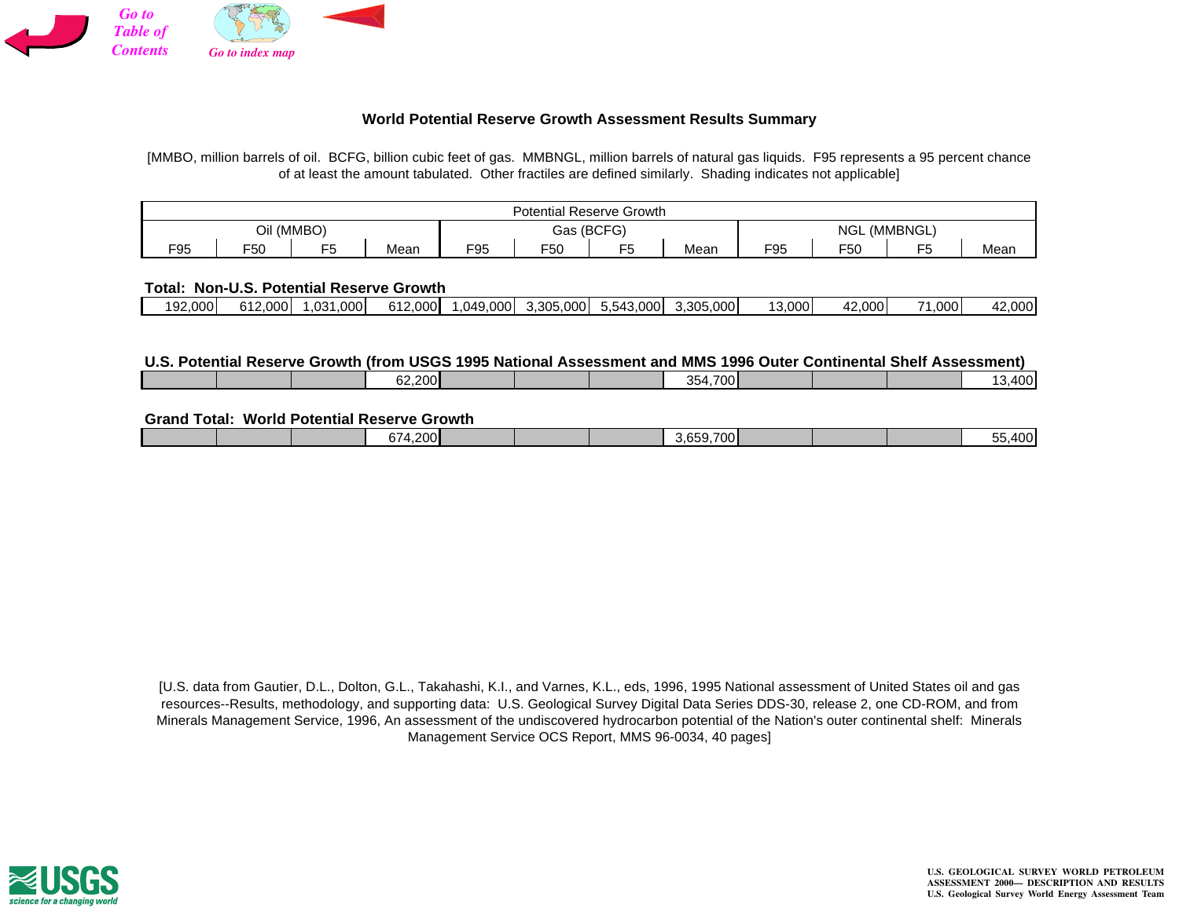## World Potential Reserve Growth Assessment Results Summary

[MMBO, million barrels of oil. BCFG, billion cubic feet of gas. MMBNGL, million barrels of natural gas liquids. F95 represents a 95 percent chance of at least the amount tabulated. Other fractiles are defined similarly. Shading indicates not applicable]

| Potential Reserve Growth | | | | | | | | | | | | |
|---|---|---|---|---|---|---|---|---|---|---|---|---|
| | Oil (MMBO) | | | | Gas (BCFG) | | | | NGL (MMBNGL) | | | |
| | F95 | F50 | F5 | Mean | F95 | F50 | F5 | Mean | F95 | F50 | F5 | Mean |
| **Total: Non-U.S. Potential Reserve Growth** | 192,000 | 612,000 | 1,031,000 | 612,000 | 1,049,000 | 3,305,000 | 5,543,000 | 3,305,000 | 13,000 | 42,000 | 71,000 | 42,000 |
| **U.S. Potential Reserve Growth (from USGS 1995 National Assessment and MMS 1996 Outer Continental Shelf Assessment)** | | | | 62,200 | | | | 354,700 | | | | 13,400 |
| **Grand Total: World Potential Reserve Growth** | | | | 674,200 | | | | 3,659,700 | | | | 55,400 |

[U.S. data from Gautier, D.L., Dolton, G.L., Takahashi, K.I., and Varnes, K.L., eds, 1996, 1995 National assessment of United States oil and gas resources--Results, methodology, and supporting data: U.S. Geological Survey Digital Data Series DDS-30, release 2, one CD-ROM, and from Minerals Management Service, 1996, An assessment of the undiscovered hydrocarbon potential of the Nation's outer continental shelf: Minerals Management Service OCS Report, MMS 96-0034, 40 pages]